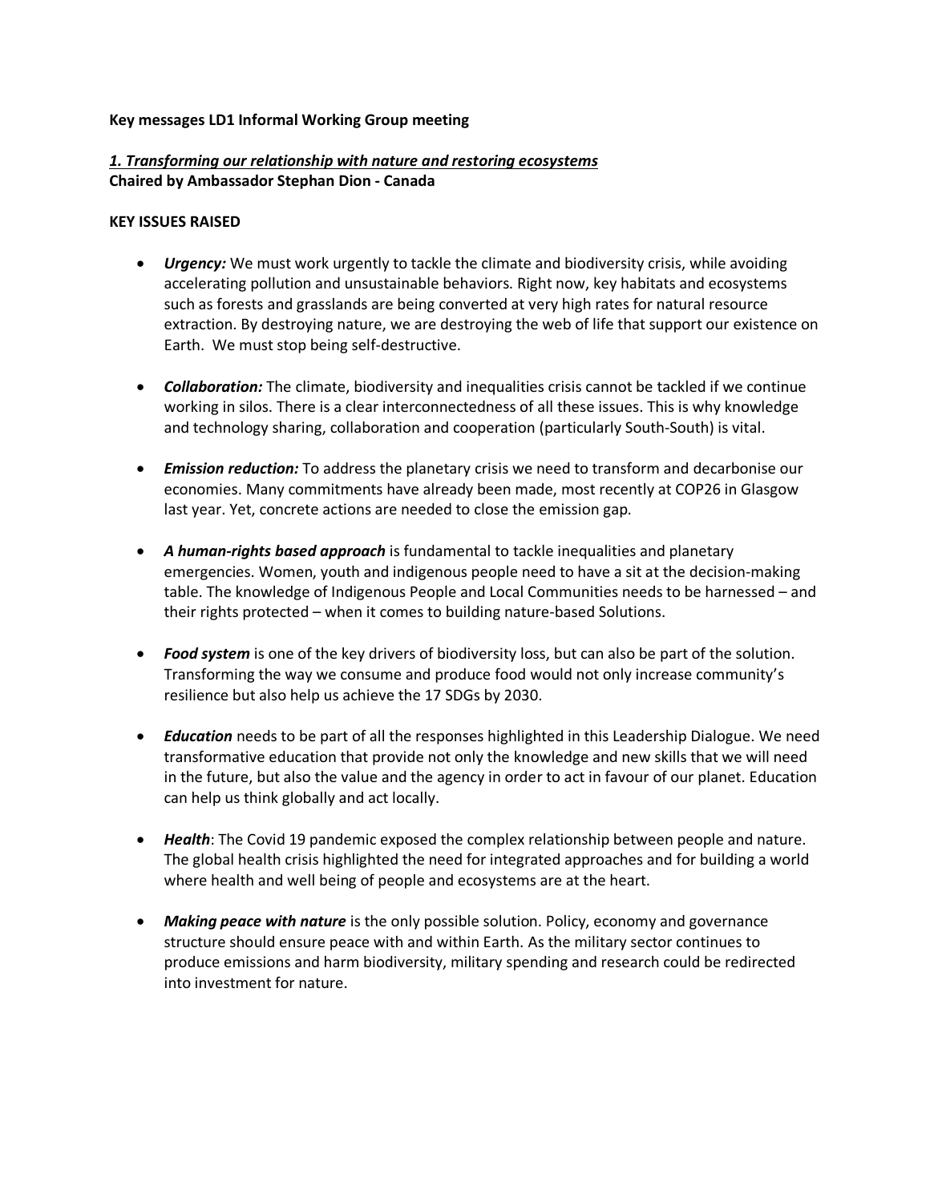**Key messages LD1 Informal Working Group meeting**

***1. Transforming our relationship with nature and restoring ecosystems***

**Chaired by Ambassador Stephan Dion - Canada**

**KEY ISSUES RAISED**

- ***Urgency:*** We must work urgently to tackle the climate and biodiversity crisis, while avoiding accelerating pollution and unsustainable behaviors. Right now, key habitats and ecosystems such as forests and grasslands are being converted at very high rates for natural resource extraction. By destroying nature, we are destroying the web of life that support our existence on Earth. We must stop being self-destructive.

- ***Collaboration:*** The climate, biodiversity and inequalities crisis cannot be tackled if we continue working in silos. There is a clear interconnectedness of all these issues. This is why knowledge and technology sharing, collaboration and cooperation (particularly South-South) is vital.

- ***Emission reduction:*** To address the planetary crisis we need to transform and decarbonise our economies. Many commitments have already been made, most recently at COP26 in Glasgow last year. Yet, concrete actions are needed to close the emission gap.

- ***A human-rights based approach*** is fundamental to tackle inequalities and planetary emergencies. Women, youth and indigenous people need to have a sit at the decision-making table. The knowledge of Indigenous People and Local Communities needs to be harnessed – and their rights protected – when it comes to building nature-based Solutions.

- ***Food system*** is one of the key drivers of biodiversity loss, but can also be part of the solution. Transforming the way we consume and produce food would not only increase community's resilience but also help us achieve the 17 SDGs by 2030.

- ***Education*** needs to be part of all the responses highlighted in this Leadership Dialogue. We need transformative education that provide not only the knowledge and new skills that we will need in the future, but also the value and the agency in order to act in favour of our planet. Education can help us think globally and act locally.

- ***Health***: The Covid 19 pandemic exposed the complex relationship between people and nature. The global health crisis highlighted the need for integrated approaches and for building a world where health and well being of people and ecosystems are at the heart.

- ***Making peace with nature*** is the only possible solution. Policy, economy and governance structure should ensure peace with and within Earth. As the military sector continues to produce emissions and harm biodiversity, military spending and research could be redirected into investment for nature.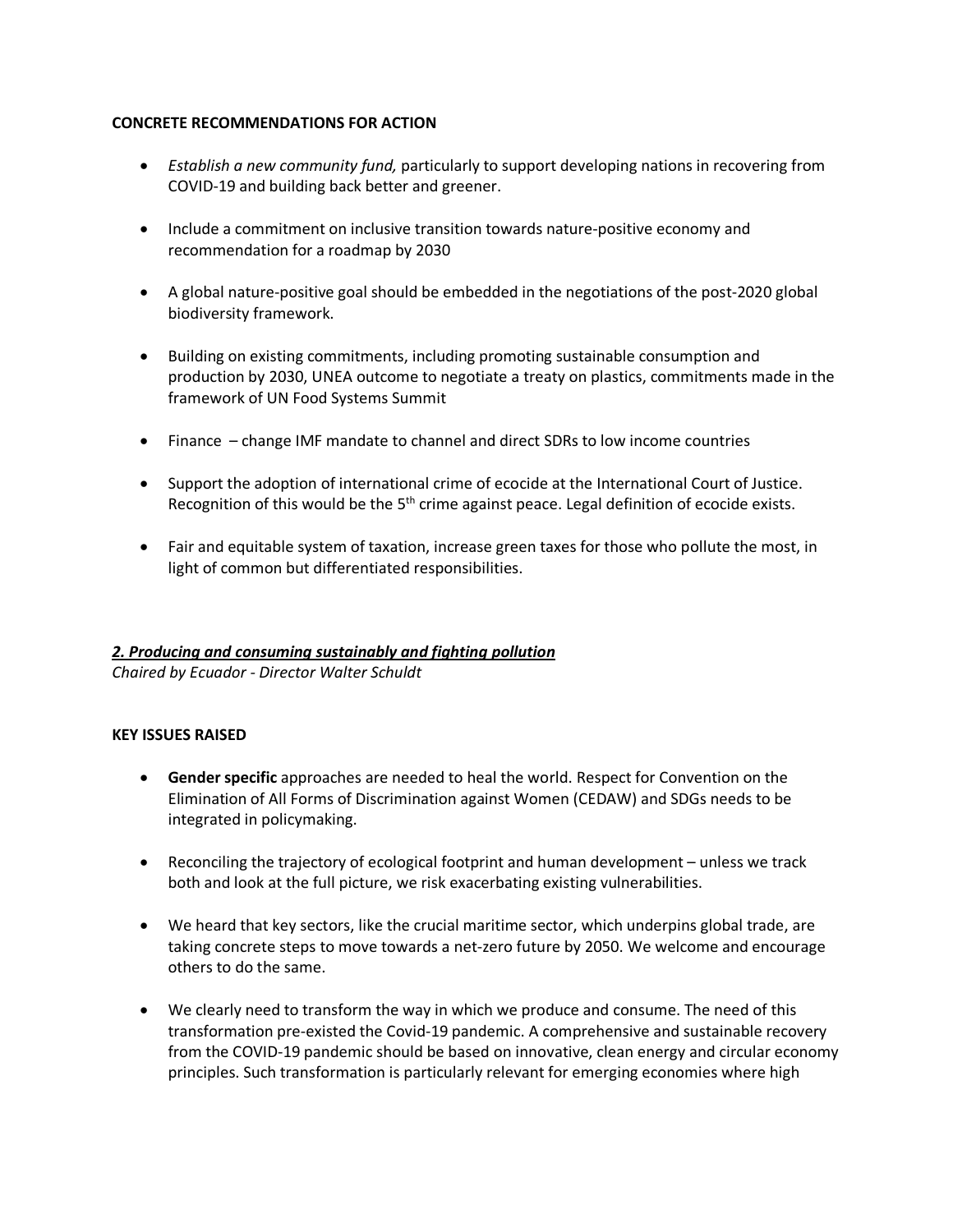**CONCRETE RECOMMENDATIONS FOR ACTION**

- *Establish a new community fund,* particularly to support developing nations in recovering from COVID-19 and building back better and greener.
- Include a commitment on inclusive transition towards nature-positive economy and recommendation for a roadmap by 2030
- A global nature-positive goal should be embedded in the negotiations of the post-2020 global biodiversity framework.
- Building on existing commitments, including promoting sustainable consumption and production by 2030, UNEA outcome to negotiate a treaty on plastics, commitments made in the framework of UN Food Systems Summit
- Finance – change IMF mandate to channel and direct SDRs to low income countries
- Support the adoption of international crime of ecocide at the International Court of Justice. Recognition of this would be the 5th crime against peace. Legal definition of ecocide exists.
- Fair and equitable system of taxation, increase green taxes for those who pollute the most, in light of common but differentiated responsibilities.

***2. Producing and consuming sustainably and fighting pollution***

*Chaired by Ecuador - Director Walter Schuldt*

**KEY ISSUES RAISED**

- **Gender specific** approaches are needed to heal the world. Respect for Convention on the Elimination of All Forms of Discrimination against Women (CEDAW) and SDGs needs to be integrated in policymaking.
- Reconciling the trajectory of ecological footprint and human development – unless we track both and look at the full picture, we risk exacerbating existing vulnerabilities.
- We heard that key sectors, like the crucial maritime sector, which underpins global trade, are taking concrete steps to move towards a net-zero future by 2050. We welcome and encourage others to do the same.
- We clearly need to transform the way in which we produce and consume. The need of this transformation pre-existed the Covid-19 pandemic. A comprehensive and sustainable recovery from the COVID-19 pandemic should be based on innovative, clean energy and circular economy principles. Such transformation is particularly relevant for emerging economies where high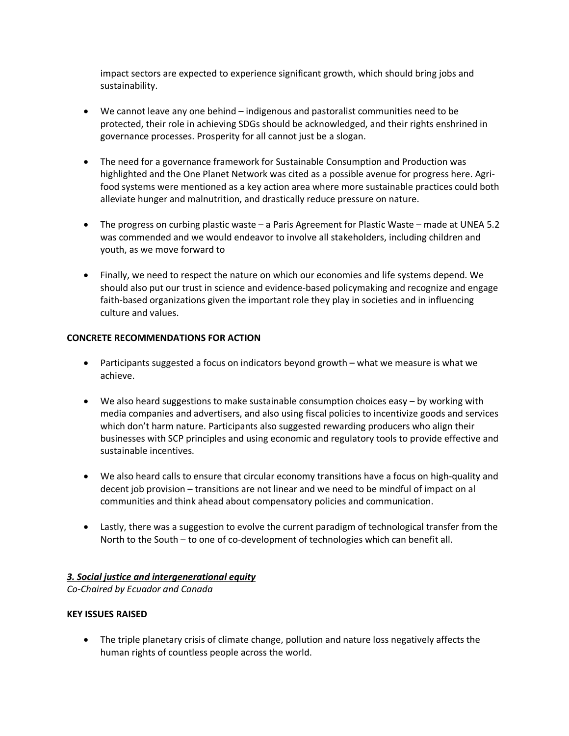impact sectors are expected to experience significant growth, which should bring jobs and sustainability.

- We cannot leave any one behind – indigenous and pastoralist communities need to be protected, their role in achieving SDGs should be acknowledged, and their rights enshrined in governance processes. Prosperity for all cannot just be a slogan.

- The need for a governance framework for Sustainable Consumption and Production was highlighted and the One Planet Network was cited as a possible avenue for progress here. Agri-food systems were mentioned as a key action area where more sustainable practices could both alleviate hunger and malnutrition, and drastically reduce pressure on nature.

- The progress on curbing plastic waste – a Paris Agreement for Plastic Waste – made at UNEA 5.2 was commended and we would endeavor to involve all stakeholders, including children and youth, as we move forward to

- Finally, we need to respect the nature on which our economies and life systems depend. We should also put our trust in science and evidence-based policymaking and recognize and engage faith-based organizations given the important role they play in societies and in influencing culture and values.

**CONCRETE RECOMMENDATIONS FOR ACTION**

- Participants suggested a focus on indicators beyond growth – what we measure is what we achieve.

- We also heard suggestions to make sustainable consumption choices easy – by working with media companies and advertisers, and also using fiscal policies to incentivize goods and services which don't harm nature. Participants also suggested rewarding producers who align their businesses with SCP principles and using economic and regulatory tools to provide effective and sustainable incentives.

- We also heard calls to ensure that circular economy transitions have a focus on high-quality and decent job provision – transitions are not linear and we need to be mindful of impact on al communities and think ahead about compensatory policies and communication.

- Lastly, there was a suggestion to evolve the current paradigm of technological transfer from the North to the South – to one of co-development of technologies which can benefit all.

***3. Social justice and intergenerational equity***

*Co-Chaired by Ecuador and Canada*

**KEY ISSUES RAISED**

- The triple planetary crisis of climate change, pollution and nature loss negatively affects the human rights of countless people across the world.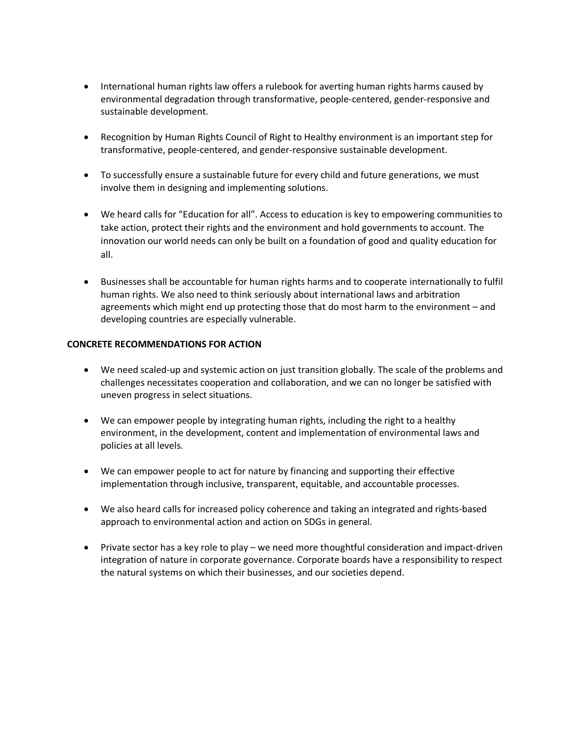- International human rights law offers a rulebook for averting human rights harms caused by environmental degradation through transformative, people-centered, gender-responsive and sustainable development.

- Recognition by Human Rights Council of Right to Healthy environment is an important step for transformative, people-centered, and gender-responsive sustainable development.

- To successfully ensure a sustainable future for every child and future generations, we must involve them in designing and implementing solutions.

- We heard calls for "Education for all". Access to education is key to empowering communities to take action, protect their rights and the environment and hold governments to account. The innovation our world needs can only be built on a foundation of good and quality education for all.

- Businesses shall be accountable for human rights harms and to cooperate internationally to fulfil human rights. We also need to think seriously about international laws and arbitration agreements which might end up protecting those that do most harm to the environment – and developing countries are especially vulnerable.

**CONCRETE RECOMMENDATIONS FOR ACTION**

- We need scaled-up and systemic action on just transition globally. The scale of the problems and challenges necessitates cooperation and collaboration, and we can no longer be satisfied with uneven progress in select situations.

- We can empower people by integrating human rights, including the right to a healthy environment, in the development, content and implementation of environmental laws and policies at all levels.

- We can empower people to act for nature by financing and supporting their effective implementation through inclusive, transparent, equitable, and accountable processes.

- We also heard calls for increased policy coherence and taking an integrated and rights-based approach to environmental action and action on SDGs in general.

- Private sector has a key role to play – we need more thoughtful consideration and impact-driven integration of nature in corporate governance. Corporate boards have a responsibility to respect the natural systems on which their businesses, and our societies depend.